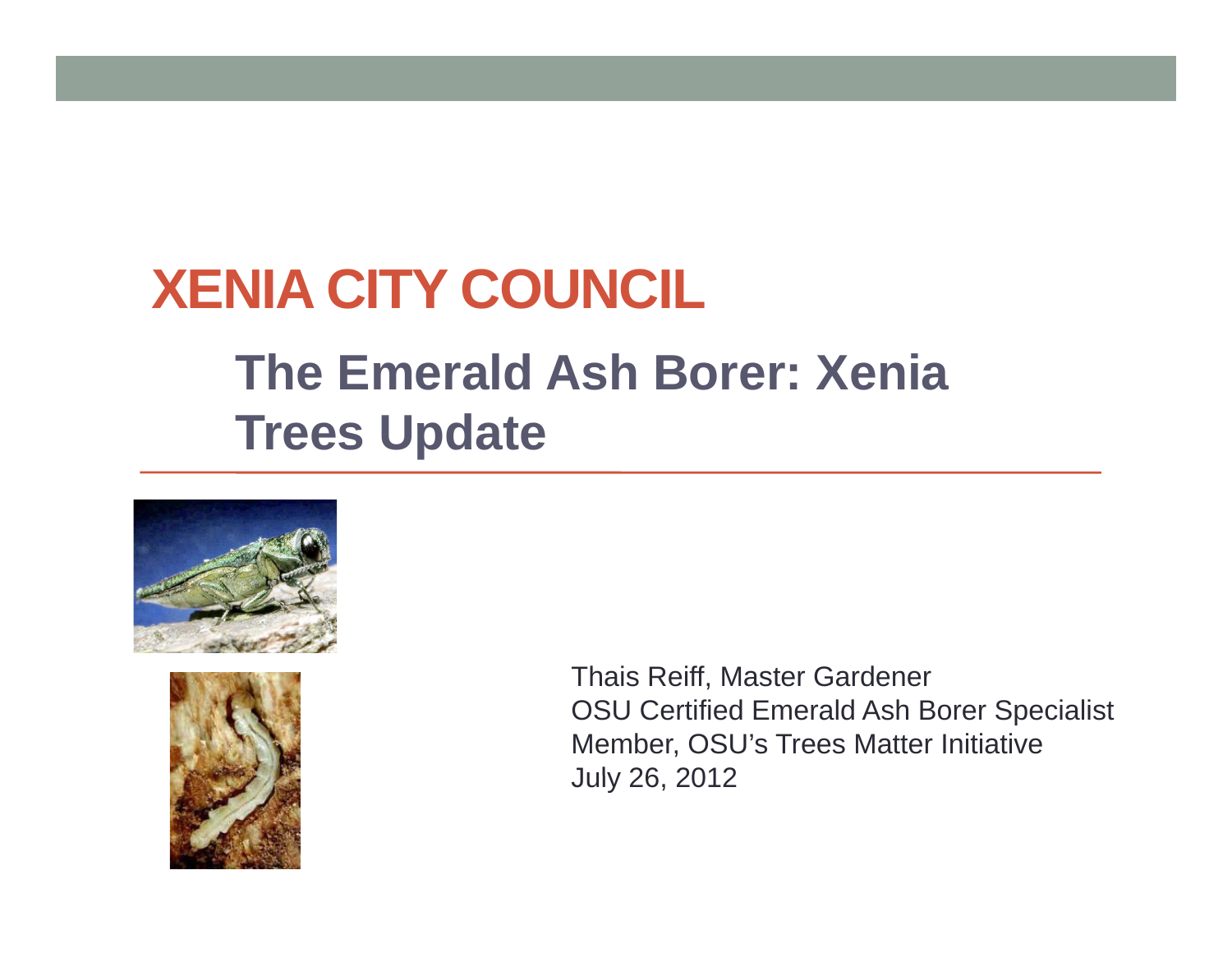# XENIA CITY COUNCIL

## The Emerald Ash Borer: Xenia Trees Update

Thais Reiff, Master Gardener
OSU Certified Emerald Ash Borer Specialist
Member, OSU's Trees Matter Initiative
July 26, 2012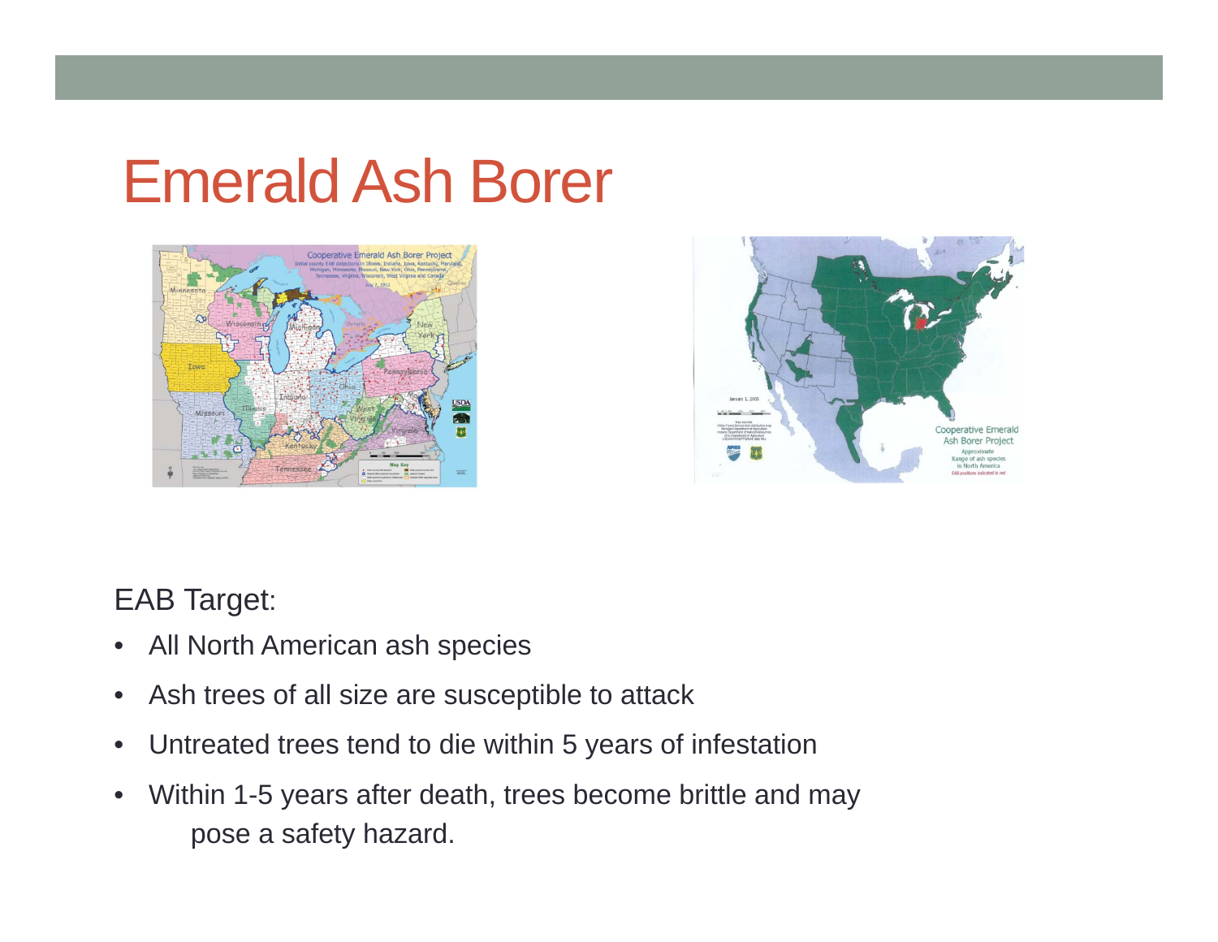# Emerald Ash Borer

EAB Target:

- All North American ash species
- Ash trees of all size are susceptible to attack
- Untreated trees tend to die within 5 years of infestation
- Within 1-5 years after death, trees become brittle and may pose a safety hazard.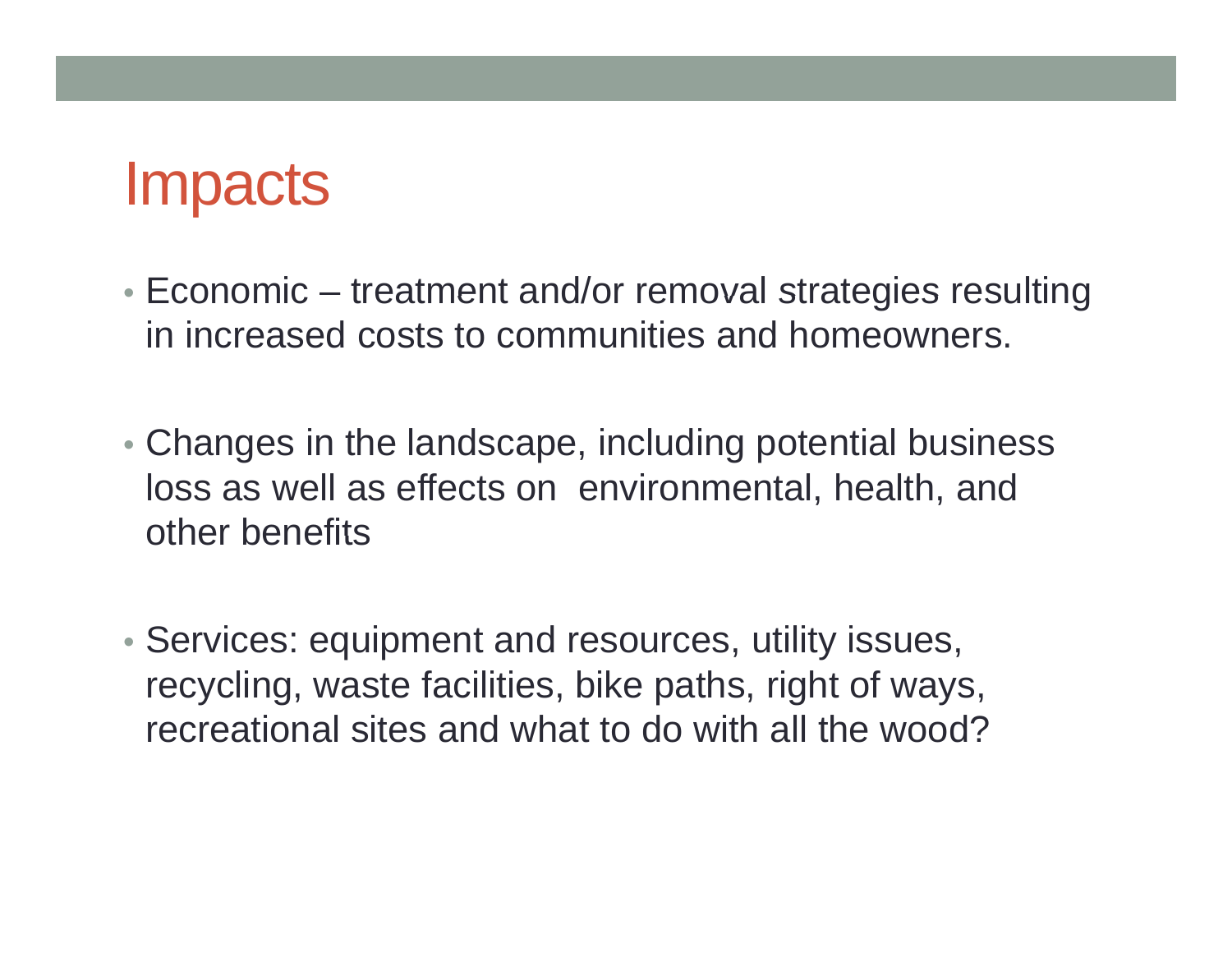# Impacts

- Economic – treatment and/or removal strategies resulting in increased costs to communities and homeowners.

- Changes in the landscape, including potential business loss as well as effects on  environmental, health, and other benefits

- Services: equipment and resources, utility issues, recycling, waste facilities, bike paths, right of ways, recreational sites and what to do with all the wood?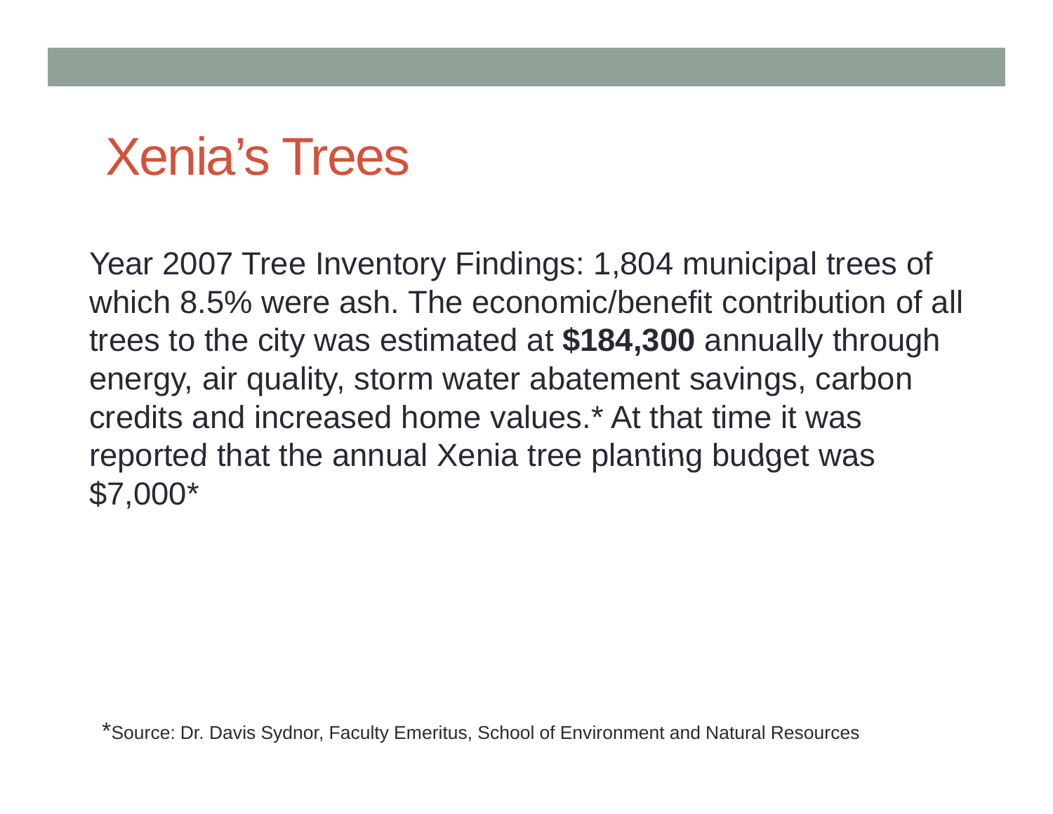# Xenia's Trees

Year 2007 Tree Inventory Findings: 1,804 municipal trees of which 8.5% were ash. The economic/benefit contribution of all trees to the city was estimated at **$184,300** annually through energy, air quality, storm water abatement savings, carbon credits and increased home values.* At that time it was reported that the annual Xenia tree planting budget was $7,000*

*Source: Dr. Davis Sydnor, Faculty Emeritus, School of Environment and Natural Resources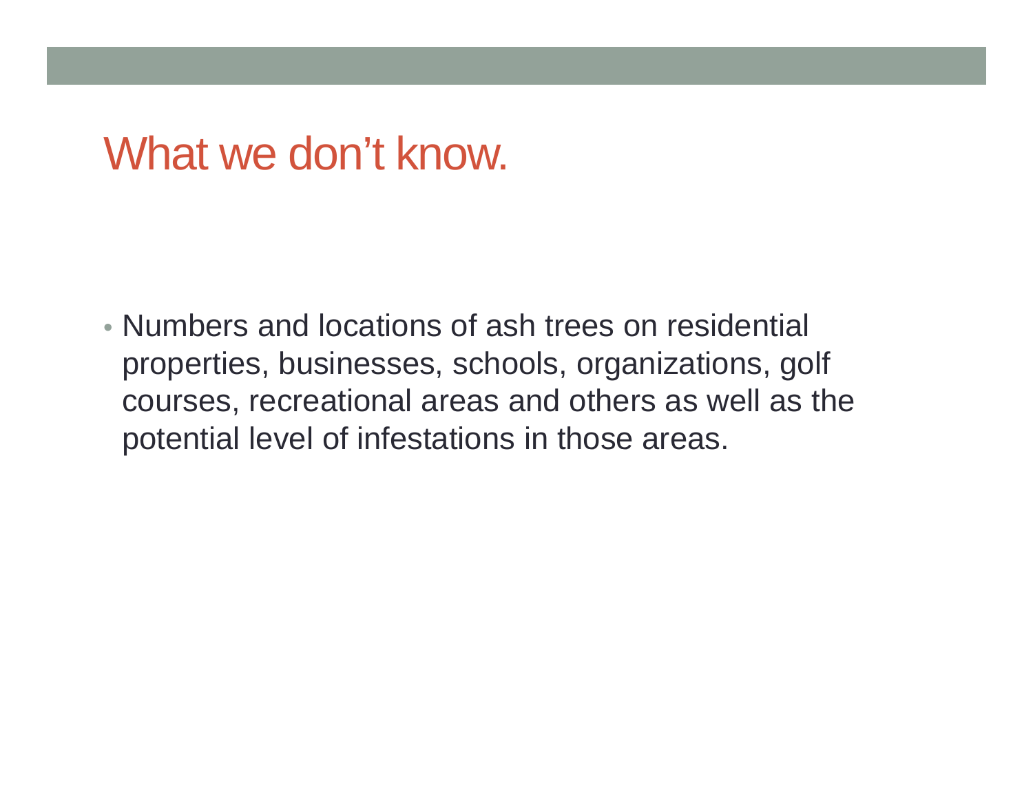# What we don’t know.

- Numbers and locations of ash trees on residential properties, businesses, schools, organizations, golf courses, recreational areas and others as well as the potential level of infestations in those areas.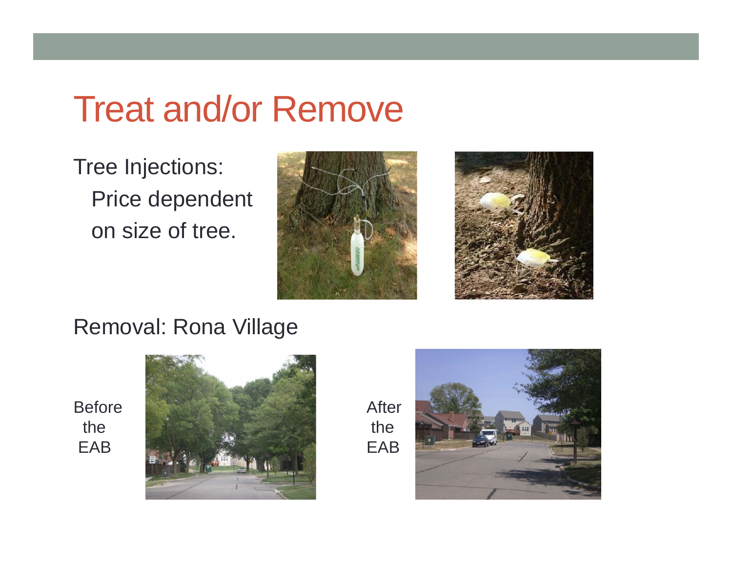# Treat and/or Remove

Tree Injections:
Price dependent on size of tree.

Removal: Rona Village

Before the EAB

After the EAB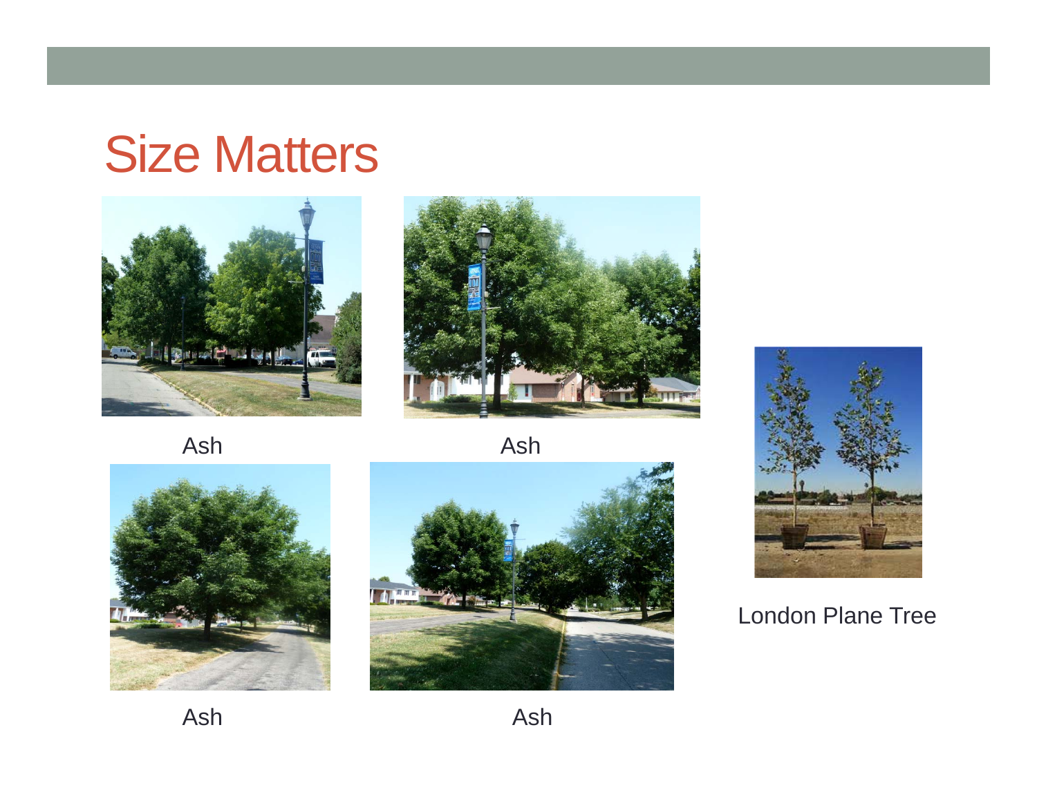# Size Matters

Ash

Ash

Ash

Ash

London Plane Tree